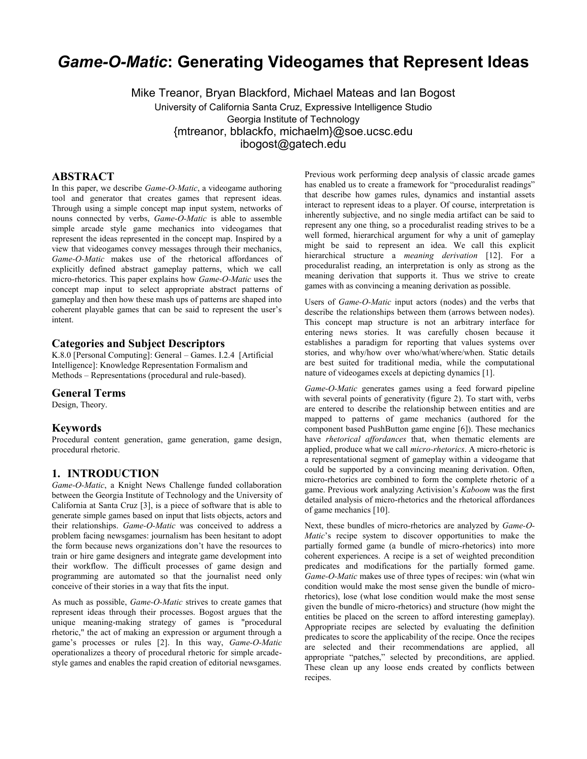# *Game-O-Matic*: Generating Videogames that Represent Ideas

Mike Treanor, Bryan Blackford, Michael Mateas and Ian Bogost

University of California Santa Cruz, Expressive Intelligence Studio

Georgia Institute of Technology

{mtreanor, bblackfo, michaelm}@soe.ucsc.edu

ibogost@gatech.edu

## ABSTRACT

In this paper, we describe *Game-O-Matic*, a videogame authoring tool and generator that creates games that represent ideas. Through using a simple concept map input system, networks of nouns connected by verbs, *Game-O-Matic* is able to assemble simple arcade style game mechanics into videogames that represent the ideas represented in the concept map. Inspired by a view that videogames convey messages through their mechanics, *Game-O-Matic* makes use of the rhetorical affordances of explicitly defined abstract gameplay patterns, which we call micro-rhetorics. This paper explains how *Game-O-Matic* uses the concept map input to select appropriate abstract patterns of gameplay and then how these mash ups of patterns are shaped into coherent playable games that can be said to represent the user's intent.

### Categories and Subject Descriptors

K.8.0 [Personal Computing]: General – Games. I.2.4 [Artificial Intelligence]: Knowledge Representation Formalism and Methods – Representations (procedural and rule-based).

### General Terms

Design, Theory.

### Keywords

Procedural content generation, game generation, game design, procedural rhetoric.

## 1. INTRODUCTION

*Game-O-Matic*, a Knight News Challenge funded collaboration between the Georgia Institute of Technology and the University of California at Santa Cruz [3], is a piece of software that is able to generate simple games based on input that lists objects, actors and their relationships. *Game-O-Matic* was conceived to address a problem facing newsgames: journalism has been hesitant to adopt the form because news organizations don't have the resources to train or hire game designers and integrate game development into their workflow. The difficult processes of game design and programming are automated so that the journalist need only conceive of their stories in a way that fits the input.

As much as possible, *Game-O-Matic* strives to create games that represent ideas through their processes. Bogost argues that the unique meaning-making strategy of games is "procedural rhetoric," the act of making an expression or argument through a game's processes or rules [2]. In this way, *Game-O-Matic* operationalizes a theory of procedural rhetoric for simple arcade-style games and enables the rapid creation of editorial newsgames.

Previous work performing deep analysis of classic arcade games has enabled us to create a framework for "proceduralist readings" that describe how games rules, dynamics and instantial assets interact to represent ideas to a player. Of course, interpretation is inherently subjective, and no single media artifact can be said to represent any one thing, so a proceduralist reading strives to be a well formed, hierarchical argument for why a unit of gameplay might be said to represent an idea. We call this explicit hierarchical structure a *meaning derivation* [12]. For a proceduralist reading, an interpretation is only as strong as the meaning derivation that supports it. Thus we strive to create games with as convincing a meaning derivation as possible.

Users of *Game-O-Matic* input actors (nodes) and the verbs that describe the relationships between them (arrows between nodes). This concept map structure is not an arbitrary interface for entering news stories. It was carefully chosen because it establishes a paradigm for reporting that values systems over stories, and why/how over who/what/where/when. Static details are best suited for traditional media, while the computational nature of videogames excels at depicting dynamics [1].

*Game-O-Matic* generates games using a feed forward pipeline with several points of generativity (figure 2). To start with, verbs are entered to describe the relationship between entities and are mapped to patterns of game mechanics (authored for the component based PushButton game engine [6]). These mechanics have *rhetorical affordances* that, when thematic elements are applied, produce what we call *micro-rhetorics*. A micro-rhetoric is a representational segment of gameplay within a videogame that could be supported by a convincing meaning derivation. Often, micro-rhetorics are combined to form the complete rhetoric of a game. Previous work analyzing Activision's *Kaboom* was the first detailed analysis of micro-rhetorics and the rhetorical affordances of game mechanics [10].

Next, these bundles of micro-rhetorics are analyzed by *Game-O-Matic*'s recipe system to discover opportunities to make the partially formed game (a bundle of micro-rhetorics) into more coherent experiences. A recipe is a set of weighted precondition predicates and modifications for the partially formed game. *Game-O-Matic* makes use of three types of recipes: win (what win condition would make the most sense given the bundle of micro-rhetorics), lose (what lose condition would make the most sense given the bundle of micro-rhetorics) and structure (how might the entities be placed on the screen to afford interesting gameplay). Appropriate recipes are selected by evaluating the definition predicates to score the applicability of the recipe. Once the recipes are selected and their recommendations are applied, all appropriate "patches," selected by preconditions, are applied. These clean up any loose ends created by conflicts between recipes.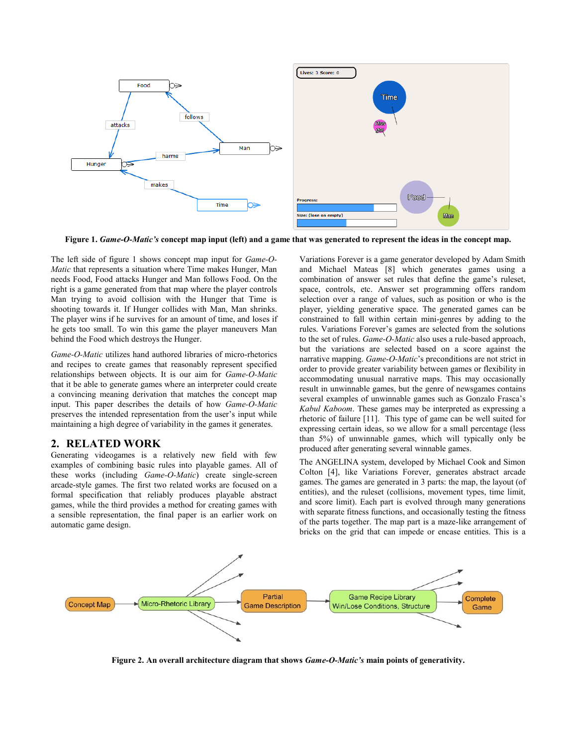Food

attacks

follows

Man

harms

Hunger

makes

Time

Lives: 3 Score: 0

Time

Hun ger

Progress:

Size: (lose on empty)

Food

Man

**Figure 1. *Game-O-Matic's* concept map input (left) and a game that was generated to represent the ideas in the concept map.**

The left side of figure 1 shows concept map input for *Game-O-Matic* that represents a situation where Time makes Hunger, Man needs Food, Food attacks Hunger and Man follows Food. On the right is a game generated from that map where the player controls Man trying to avoid collision with the Hunger that Time is shooting towards it. If Hunger collides with Man, Man shrinks. The player wins if he survives for an amount of time, and loses if he gets too small. To win this game the player maneuvers Man behind the Food which destroys the Hunger.

*Game-O-Matic* utilizes hand authored libraries of micro-rhetorics and recipes to create games that reasonably represent specified relationships between objects. It is our aim for *Game-O-Matic* that it be able to generate games where an interpreter could create a convincing meaning derivation that matches the concept map input. This paper describes the details of how *Game-O-Matic* preserves the intended representation from the user's input while maintaining a high degree of variability in the games it generates.

## 2. RELATED WORK

Generating videogames is a relatively new field with few examples of combining basic rules into playable games. All of these works (including *Game-O-Matic*) create single-screen arcade-style games. The first two related works are focused on a formal specification that reliably produces playable abstract games, while the third provides a method for creating games with a sensible representation, the final paper is an earlier work on automatic game design.

Variations Forever is a game generator developed by Adam Smith and Michael Mateas [8] which generates games using a combination of answer set rules that define the game's ruleset, space, controls, etc. Answer set programming offers random selection over a range of values, such as position or who is the player, yielding generative space. The generated games can be constrained to fall within certain mini-genres by adding to the rules. Variations Forever's games are selected from the solutions to the set of rules. *Game-O-Matic* also uses a rule-based approach, but the variations are selected based on a score against the narrative mapping. *Game-O-Matic*'s preconditions are not strict in order to provide greater variability between games or flexibility in accommodating unusual narrative maps. This may occasionally result in unwinnable games, but the genre of newsgames contains several examples of unwinnable games such as Gonzalo Frasca's *Kabul Kaboom*. These games may be interpreted as expressing a rhetoric of failure [11]. This type of game can be well suited for expressing certain ideas, so we allow for a small percentage (less than 5%) of unwinnable games, which will typically only be produced after generating several winnable games.

The ANGELINA system, developed by Michael Cook and Simon Colton [4], like Variations Forever, generates abstract arcade games. The games are generated in 3 parts: the map, the layout (of entities), and the ruleset (collisions, movement types, time limit, and score limit). Each part is evolved through many generations with separate fitness functions, and occasionally testing the fitness of the parts together. The map part is a maze-like arrangement of bricks on the grid that can impede or encase entities. This is a

Concept Map

Micro-Rhetoric Library

Partial Game Description

Game Recipe Library Win/Lose Conditions, Structure

Complete Game

**Figure 2. An overall architecture diagram that shows *Game-O-Matic's* main points of generativity.**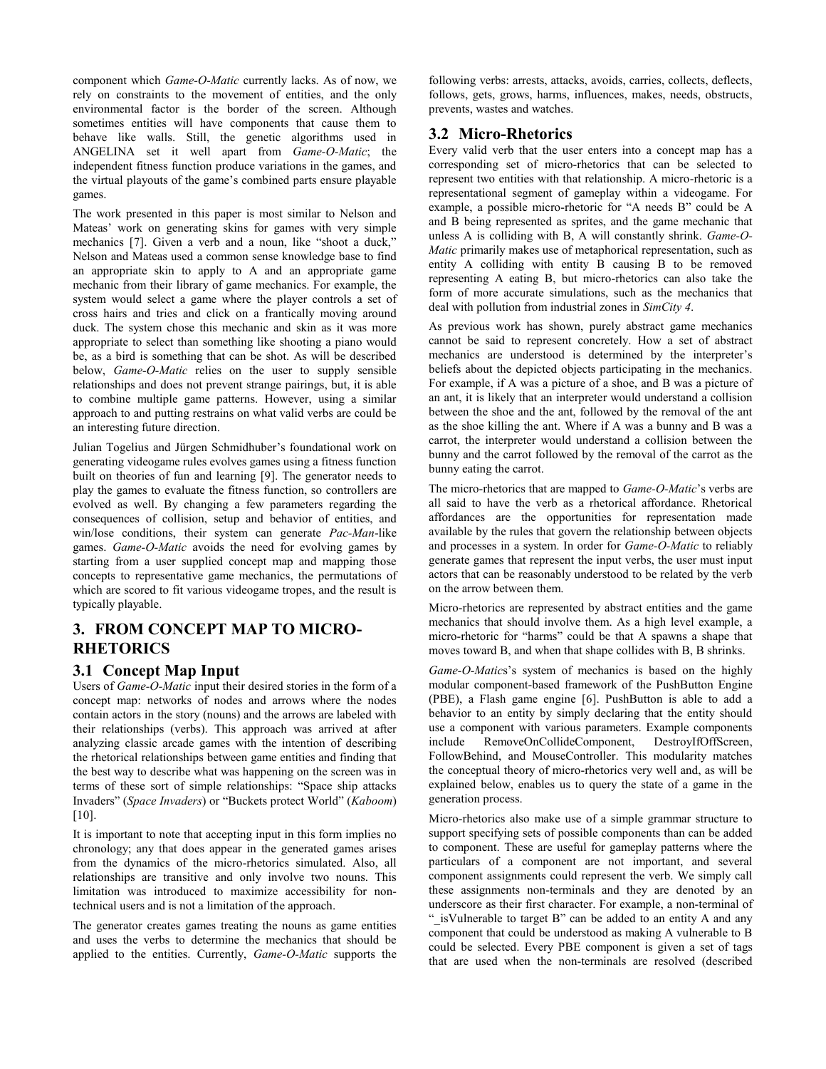component which *Game-O-Matic* currently lacks. As of now, we rely on constraints to the movement of entities, and the only environmental factor is the border of the screen. Although sometimes entities will have components that cause them to behave like walls. Still, the genetic algorithms used in ANGELINA set it well apart from *Game-O-Matic*; the independent fitness function produce variations in the games, and the virtual playouts of the game's combined parts ensure playable games.

The work presented in this paper is most similar to Nelson and Mateas' work on generating skins for games with very simple mechanics [7]. Given a verb and a noun, like "shoot a duck," Nelson and Mateas used a common sense knowledge base to find an appropriate skin to apply to A and an appropriate game mechanic from their library of game mechanics. For example, the system would select a game where the player controls a set of cross hairs and tries and click on a frantically moving around duck. The system chose this mechanic and skin as it was more appropriate to select than something like shooting a piano would be, as a bird is something that can be shot. As will be described below, *Game-O-Matic* relies on the user to supply sensible relationships and does not prevent strange pairings, but, it is able to combine multiple game patterns. However, using a similar approach to and putting restrains on what valid verbs are could be an interesting future direction.

Julian Togelius and Jürgen Schmidhuber's foundational work on generating videogame rules evolves games using a fitness function built on theories of fun and learning [9]. The generator needs to play the games to evaluate the fitness function, so controllers are evolved as well. By changing a few parameters regarding the consequences of collision, setup and behavior of entities, and win/lose conditions, their system can generate *Pac-Man*-like games. *Game-O-Matic* avoids the need for evolving games by starting from a user supplied concept map and mapping those concepts to representative game mechanics, the permutations of which are scored to fit various videogame tropes, and the result is typically playable.

## 3. FROM CONCEPT MAP TO MICRO-RHETORICS

### 3.1 Concept Map Input

Users of *Game-O-Matic* input their desired stories in the form of a concept map: networks of nodes and arrows where the nodes contain actors in the story (nouns) and the arrows are labeled with their relationships (verbs). This approach was arrived at after analyzing classic arcade games with the intention of describing the rhetorical relationships between game entities and finding that the best way to describe what was happening on the screen was in terms of these sort of simple relationships: "Space ship attacks Invaders" (*Space Invaders*) or "Buckets protect World" (*Kaboom*) [10].

It is important to note that accepting input in this form implies no chronology; any that does appear in the generated games arises from the dynamics of the micro-rhetorics simulated. Also, all relationships are transitive and only involve two nouns. This limitation was introduced to maximize accessibility for non-technical users and is not a limitation of the approach.

The generator creates games treating the nouns as game entities and uses the verbs to determine the mechanics that should be applied to the entities. Currently, *Game-O-Matic* supports the following verbs: arrests, attacks, avoids, carries, collects, deflects, follows, gets, grows, harms, influences, makes, needs, obstructs, prevents, wastes and watches.

### 3.2 Micro-Rhetorics

Every valid verb that the user enters into a concept map has a corresponding set of micro-rhetorics that can be selected to represent two entities with that relationship. A micro-rhetoric is a representational segment of gameplay within a videogame. For example, a possible micro-rhetoric for "A needs B" could be A and B being represented as sprites, and the game mechanic that unless A is colliding with B, A will constantly shrink. *Game-O-Matic* primarily makes use of metaphorical representation, such as entity A colliding with entity B causing B to be removed representing A eating B, but micro-rhetorics can also take the form of more accurate simulations, such as the mechanics that deal with pollution from industrial zones in *SimCity 4*.

As previous work has shown, purely abstract game mechanics cannot be said to represent concretely. How a set of abstract mechanics are understood is determined by the interpreter's beliefs about the depicted objects participating in the mechanics. For example, if A was a picture of a shoe, and B was a picture of an ant, it is likely that an interpreter would understand a collision between the shoe and the ant, followed by the removal of the ant as the shoe killing the ant. Where if A was a bunny and B was a carrot, the interpreter would understand a collision between the bunny and the carrot followed by the removal of the carrot as the bunny eating the carrot.

The micro-rhetorics that are mapped to *Game-O-Matic*'s verbs are all said to have the verb as a rhetorical affordance. Rhetorical affordances are the opportunities for representation made available by the rules that govern the relationship between objects and processes in a system. In order for *Game-O-Matic* to reliably generate games that represent the input verbs, the user must input actors that can be reasonably understood to be related by the verb on the arrow between them.

Micro-rhetorics are represented by abstract entities and the game mechanics that should involve them. As a high level example, a micro-rhetoric for "harms" could be that A spawns a shape that moves toward B, and when that shape collides with B, B shrinks.

*Game-O-Matic*s's system of mechanics is based on the highly modular component-based framework of the PushButton Engine (PBE), a Flash game engine [6]. PushButton is able to add a behavior to an entity by simply declaring that the entity should use a component with various parameters. Example components include RemoveOnCollideComponent, DestroyIfOffScreen, FollowBehind, and MouseController. This modularity matches the conceptual theory of micro-rhetorics very well and, as will be explained below, enables us to query the state of a game in the generation process.

Micro-rhetorics also make use of a simple grammar structure to support specifying sets of possible components than can be added to component. These are useful for gameplay patterns where the particulars of a component are not important, and several component assignments could represent the verb. We simply call these assignments non-terminals and they are denoted by an underscore as their first character. For example, a non-terminal of "_isVulnerable to target B" can be added to an entity A and any component that could be understood as making A vulnerable to B could be selected. Every PBE component is given a set of tags that are used when the non-terminals are resolved (described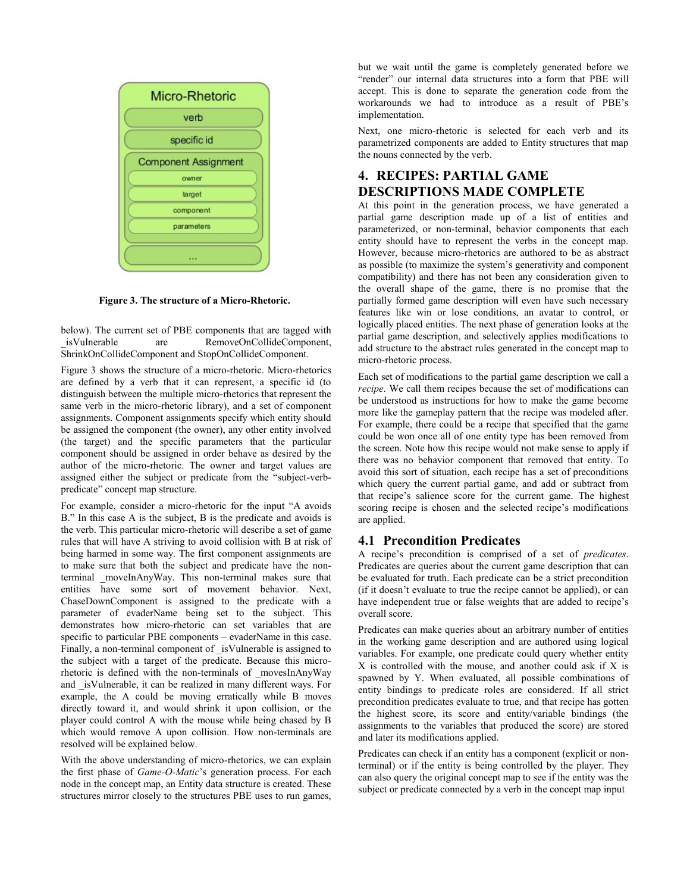Micro-Rhetoric

verb

specific id

Component Assignment

owner

target

component

parameters

...

**Figure 3. The structure of a Micro-Rhetoric.**

below). The current set of PBE components that are tagged with _isVulnerable are RemoveOnCollideComponent, ShrinkOnCollideComponent and StopOnCollideComponent.

Figure 3 shows the structure of a micro-rhetoric. Micro-rhetorics are defined by a verb that it can represent, a specific id (to distinguish between the multiple micro-rhetorics that represent the same verb in the micro-rhetoric library), and a set of component assignments. Component assignments specify which entity should be assigned the component (the owner), any other entity involved (the target) and the specific parameters that the particular component should be assigned in order behave as desired by the author of the micro-rhetoric. The owner and target values are assigned either the subject or predicate from the "subject-verb-predicate" concept map structure.

For example, consider a micro-rhetoric for the input "A avoids B." In this case A is the subject, B is the predicate and avoids is the verb. This particular micro-rhetoric will describe a set of game rules that will have A striving to avoid collision with B at risk of being harmed in some way. The first component assignments are to make sure that both the subject and predicate have the non-terminal _moveInAnyWay. This non-terminal makes sure that entities have some sort of movement behavior. Next, ChaseDownComponent is assigned to the predicate with a parameter of evaderName being set to the subject. This demonstrates how micro-rhetoric can set variables that are specific to particular PBE components – evaderName in this case. Finally, a non-terminal component of _isVulnerable is assigned to the subject with a target of the predicate. Because this micro-rhetoric is defined with the non-terminals of _movesInAnyWay and _isVulnerable, it can be realized in many different ways. For example, the A could be moving erratically while B moves directly toward it, and would shrink it upon collision, or the player could control A with the mouse while being chased by B which would remove A upon collision. How non-terminals are resolved will be explained below.

With the above understanding of micro-rhetorics, we can explain the first phase of *Game-O-Matic*'s generation process. For each node in the concept map, an Entity data structure is created. These structures mirror closely to the structures PBE uses to run games, but we wait until the game is completely generated before we "render" our internal data structures into a form that PBE will accept. This is done to separate the generation code from the workarounds we had to introduce as a result of PBE's implementation.

Next, one micro-rhetoric is selected for each verb and its parametrized components are added to Entity structures that map the nouns connected by the verb.

## 4. RECIPES: PARTIAL GAME DESCRIPTIONS MADE COMPLETE

At this point in the generation process, we have generated a partial game description made up of a list of entities and parameterized, or non-terminal, behavior components that each entity should have to represent the verbs in the concept map. However, because micro-rhetorics are authored to be as abstract as possible (to maximize the system's generativity and component compatibility) and there has not been any consideration given to the overall shape of the game, there is no promise that the partially formed game description will even have such necessary features like win or lose conditions, an avatar to control, or logically placed entities. The next phase of generation looks at the partial game description, and selectively applies modifications to add structure to the abstract rules generated in the concept map to micro-rhetoric process.

Each set of modifications to the partial game description we call a *recipe*. We call them recipes because the set of modifications can be understood as instructions for how to make the game become more like the gameplay pattern that the recipe was modeled after. For example, there could be a recipe that specified that the game could be won once all of one entity type has been removed from the screen. Note how this recipe would not make sense to apply if there was no behavior component that removed that entity. To avoid this sort of situation, each recipe has a set of preconditions which query the current partial game, and add or subtract from that recipe's salience score for the current game. The highest scoring recipe is chosen and the selected recipe's modifications are applied.

### 4.1 Precondition Predicates

A recipe's precondition is comprised of a set of *predicates*. Predicates are queries about the current game description that can be evaluated for truth. Each predicate can be a strict precondition (if it doesn't evaluate to true the recipe cannot be applied), or can have independent true or false weights that are added to recipe's overall score.

Predicates can make queries about an arbitrary number of entities in the working game description and are authored using logical variables. For example, one predicate could query whether entity X is controlled with the mouse, and another could ask if X is spawned by Y. When evaluated, all possible combinations of entity bindings to predicate roles are considered. If all strict precondition predicates evaluate to true, and that recipe has gotten the highest score, its score and entity/variable bindings (the assignments to the variables that produced the score) are stored and later its modifications applied.

Predicates can check if an entity has a component (explicit or non-terminal) or if the entity is being controlled by the player. They can also query the original concept map to see if the entity was the subject or predicate connected by a verb in the concept map input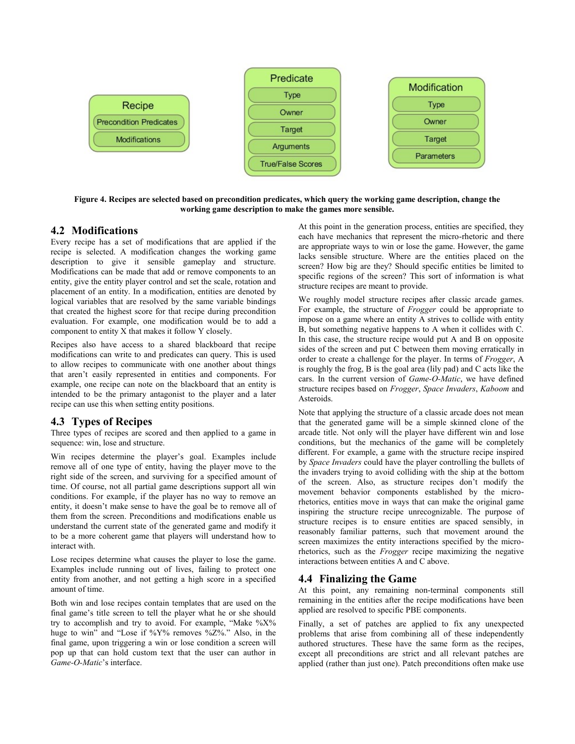Recipe

Precondition Predicates

Modifications

Predicate

Type

Owner

Target

Arguments

True/False Scores

Modification

Type

Owner

Target

Parameters

**Figure 4. Recipes are selected based on precondition predicates, which query the working game description, change the working game description to make the games more sensible.**

## 4.2 Modifications

Every recipe has a set of modifications that are applied if the recipe is selected. A modification changes the working game description to give it sensible gameplay and structure. Modifications can be made that add or remove components to an entity, give the entity player control and set the scale, rotation and placement of an entity. In a modification, entities are denoted by logical variables that are resolved by the same variable bindings that created the highest score for that recipe during precondition evaluation. For example, one modification would be to add a component to entity X that makes it follow Y closely.

Recipes also have access to a shared blackboard that recipe modifications can write to and predicates can query. This is used to allow recipes to communicate with one another about things that aren't easily represented in entities and components. For example, one recipe can note on the blackboard that an entity is intended to be the primary antagonist to the player and a later recipe can use this when setting entity positions.

## 4.3 Types of Recipes

Three types of recipes are scored and then applied to a game in sequence: win, lose and structure.

Win recipes determine the player's goal. Examples include remove all of one type of entity, having the player move to the right side of the screen, and surviving for a specified amount of time. Of course, not all partial game descriptions support all win conditions. For example, if the player has no way to remove an entity, it doesn't make sense to have the goal be to remove all of them from the screen. Preconditions and modifications enable us understand the current state of the generated game and modify it to be a more coherent game that players will understand how to interact with.

Lose recipes determine what causes the player to lose the game. Examples include running out of lives, failing to protect one entity from another, and not getting a high score in a specified amount of time.

Both win and lose recipes contain templates that are used on the final game's title screen to tell the player what he or she should try to accomplish and try to avoid. For example, "Make %X% huge to win" and "Lose if %Y% removes %Z%." Also, in the final game, upon triggering a win or lose condition a screen will pop up that can hold custom text that the user can author in *Game-O-Matic*'s interface.

At this point in the generation process, entities are specified, they each have mechanics that represent the micro-rhetoric and there are appropriate ways to win or lose the game. However, the game lacks sensible structure. Where are the entities placed on the screen? How big are they? Should specific entities be limited to specific regions of the screen? This sort of information is what structure recipes are meant to provide.

We roughly model structure recipes after classic arcade games. For example, the structure of *Frogger* could be appropriate to impose on a game where an entity A strives to collide with entity B, but something negative happens to A when it collides with C. In this case, the structure recipe would put A and B on opposite sides of the screen and put C between them moving erratically in order to create a challenge for the player. In terms of *Frogger*, A is roughly the frog, B is the goal area (lily pad) and C acts like the cars. In the current version of *Game-O-Matic*, we have defined structure recipes based on *Frogger*, *Space Invaders*, *Kaboom* and Asteroids.

Note that applying the structure of a classic arcade does not mean that the generated game will be a simple skinned clone of the arcade title. Not only will the player have different win and lose conditions, but the mechanics of the game will be completely different. For example, a game with the structure recipe inspired by *Space Invaders* could have the player controlling the bullets of the invaders trying to avoid colliding with the ship at the bottom of the screen. Also, as structure recipes don't modify the movement behavior components established by the micro-rhetorics, entities move in ways that can make the original game inspiring the structure recipe unrecognizable. The purpose of structure recipes is to ensure entities are spaced sensibly, in reasonably familiar patterns, such that movement around the screen maximizes the entity interactions specified by the micro-rhetorics, such as the *Frogger* recipe maximizing the negative interactions between entities A and C above.

## 4.4 Finalizing the Game

At this point, any remaining non-terminal components still remaining in the entities after the recipe modifications have been applied are resolved to specific PBE components.

Finally, a set of patches are applied to fix any unexpected problems that arise from combining all of these independently authored structures. These have the same form as the recipes, except all preconditions are strict and all relevant patches are applied (rather than just one). Patch preconditions often make use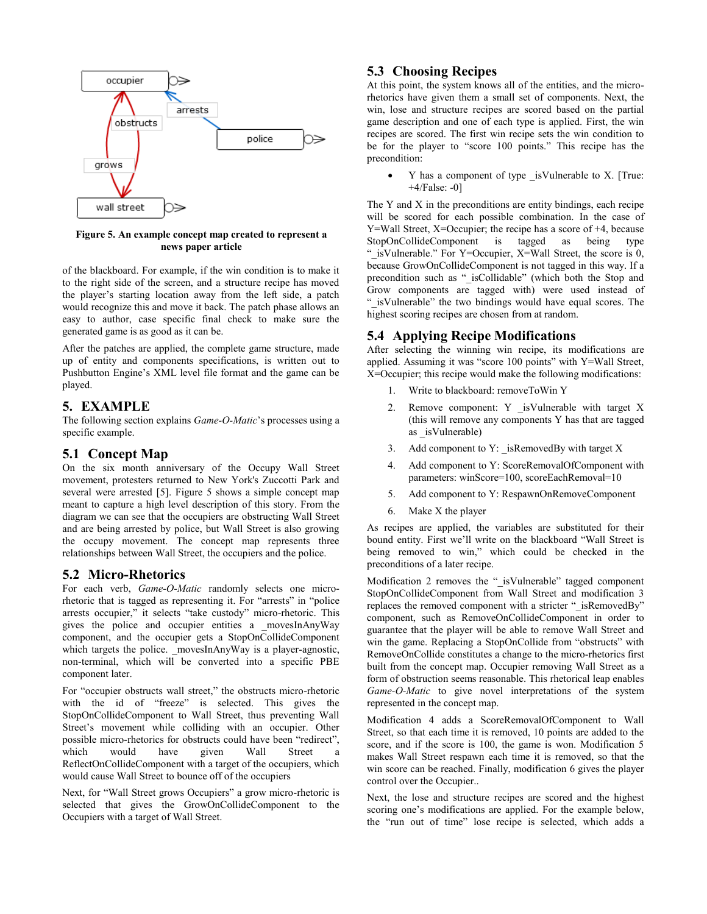Figure 5. An example concept map created to represent a news paper article

of the blackboard. For example, if the win condition is to make it to the right side of the screen, and a structure recipe has moved the player's starting location away from the left side, a patch would recognize this and move it back. The patch phase allows an easy to author, case specific final check to make sure the generated game is as good as it can be.

After the patches are applied, the complete game structure, made up of entity and components specifications, is written out to Pushbutton Engine's XML level file format and the game can be played.

## 5. EXAMPLE

The following section explains *Game-O-Matic*'s processes using a specific example.

### 5.1 Concept Map

On the six month anniversary of the Occupy Wall Street movement, protesters returned to New York's Zuccotti Park and several were arrested [5]. Figure 5 shows a simple concept map meant to capture a high level description of this story. From the diagram we can see that the occupiers are obstructing Wall Street and are being arrested by police, but Wall Street is also growing the occupy movement. The concept map represents three relationships between Wall Street, the occupiers and the police.

### 5.2 Micro-Rhetorics

For each verb, *Game-O-Matic* randomly selects one micro-rhetoric that is tagged as representing it. For "arrests" in "police arrests occupier," it selects "take custody" micro-rhetoric. This gives the police and occupier entities a _movesInAnyWay component, and the occupier gets a StopOnCollideComponent which targets the police. _movesInAnyWay is a player-agnostic, non-terminal, which will be converted into a specific PBE component later.

For "occupier obstructs wall street," the obstructs micro-rhetoric with the id of "freeze" is selected. This gives the StopOnCollideComponent to Wall Street, thus preventing Wall Street's movement while colliding with an occupier. Other possible micro-rhetorics for obstructs could have been "redirect", which would have given Wall Street a ReflectOnCollideComponent with a target of the occupiers, which would cause Wall Street to bounce off of the occupiers

Next, for "Wall Street grows Occupiers" a grow micro-rhetoric is selected that gives the GrowOnCollideComponent to the Occupiers with a target of Wall Street.

### 5.3 Choosing Recipes

At this point, the system knows all of the entities, and the micro-rhetorics have given them a small set of components. Next, the win, lose and structure recipes are scored based on the partial game description and one of each type is applied. First, the win recipes are scored. The first win recipe sets the win condition to be for the player to "score 100 points." This recipe has the precondition:

- Y has a component of type _isVulnerable to X. [True: +4/False: -0]

The Y and X in the preconditions are entity bindings, each recipe will be scored for each possible combination. In the case of Y=Wall Street, X=Occupier; the recipe has a score of +4, because StopOnCollideComponent is tagged as being type "_isVulnerable." For Y=Occupier, X=Wall Street, the score is 0, because GrowOnCollideComponent is not tagged in this way. If a precondition such as "_isCollidable" (which both the Stop and Grow components are tagged with) were used instead of "_isVulnerable" the two bindings would have equal scores. The highest scoring recipes are chosen from at random.

### 5.4 Applying Recipe Modifications

After selecting the winning win recipe, its modifications are applied. Assuming it was "score 100 points" with Y=Wall Street, X=Occupier; this recipe would make the following modifications:

1. Write to blackboard: removeToWin Y
2. Remove component: Y _isVulnerable with target X (this will remove any components Y has that are tagged as _isVulnerable)
3. Add component to Y: _isRemovedBy with target X
4. Add component to Y: ScoreRemovalOfComponent with parameters: winScore=100, scoreEachRemoval=10
5. Add component to Y: RespawnOnRemoveComponent
6. Make X the player

As recipes are applied, the variables are substituted for their bound entity. First we'll write on the blackboard "Wall Street is being removed to win," which could be checked in the preconditions of a later recipe.

Modification 2 removes the "_isVulnerable" tagged component StopOnCollideComponent from Wall Street and modification 3 replaces the removed component with a stricter "_isRemovedBy" component, such as RemoveOnCollideComponent in order to guarantee that the player will be able to remove Wall Street and win the game. Replacing a StopOnCollide from "obstructs" with RemoveOnCollide constitutes a change to the micro-rhetorics first built from the concept map. Occupier removing Wall Street as a form of obstruction seems reasonable. This rhetorical leap enables *Game-O-Matic* to give novel interpretations of the system represented in the concept map.

Modification 4 adds a ScoreRemovalOfComponent to Wall Street, so that each time it is removed, 10 points are added to the score, and if the score is 100, the game is won. Modification 5 makes Wall Street respawn each time it is removed, so that the win score can be reached. Finally, modification 6 gives the player control over the Occupier..

Next, the lose and structure recipes are scored and the highest scoring one's modifications are applied. For the example below, the "run out of time" lose recipe is selected, which adds a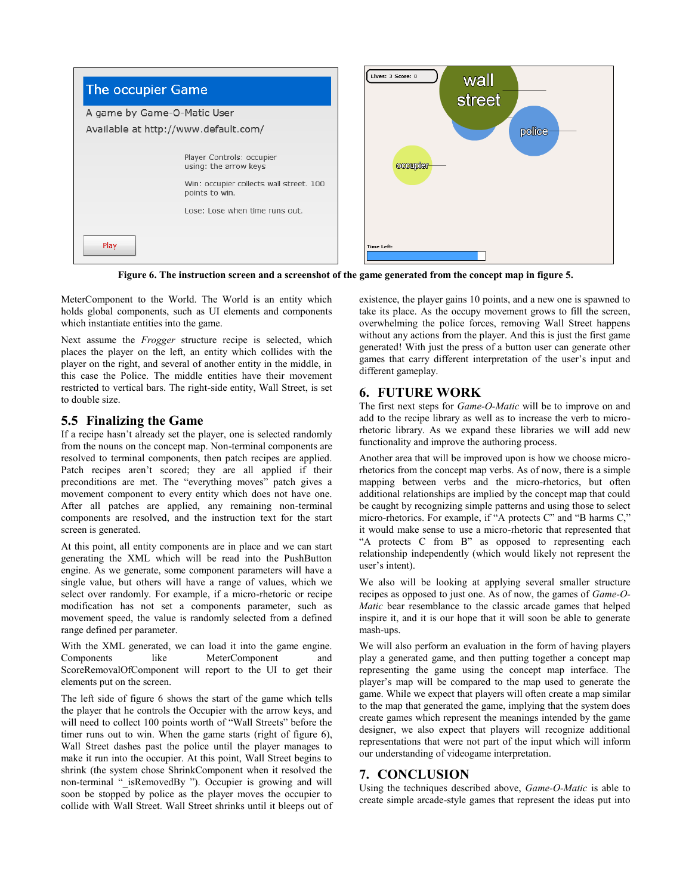Figure 6. The instruction screen and a screenshot of the game generated from the concept map in figure 5.

MeterComponent to the World. The World is an entity which holds global components, such as UI elements and components which instantiate entities into the game.

Next assume the *Frogger* structure recipe is selected, which places the player on the left, an entity which collides with the player on the right, and several of another entity in the middle, in this case the Police. The middle entities have their movement restricted to vertical bars. The right-side entity, Wall Street, is set to double size.

## 5.5 Finalizing the Game

If a recipe hasn't already set the player, one is selected randomly from the nouns on the concept map. Non-terminal components are resolved to terminal components, then patch recipes are applied. Patch recipes aren't scored; they are all applied if their preconditions are met. The "everything moves" patch gives a movement component to every entity which does not have one. After all patches are applied, any remaining non-terminal components are resolved, and the instruction text for the start screen is generated.

At this point, all entity components are in place and we can start generating the XML which will be read into the PushButton engine. As we generate, some component parameters will have a single value, but others will have a range of values, which we select over randomly. For example, if a micro-rhetoric or recipe modification has not set a components parameter, such as movement speed, the value is randomly selected from a defined range defined per parameter.

With the XML generated, we can load it into the game engine. Components like MeterComponent and ScoreRemovalOfComponent will report to the UI to get their elements put on the screen.

The left side of figure 6 shows the start of the game which tells the player that he controls the Occupier with the arrow keys, and will need to collect 100 points worth of "Wall Streets" before the timer runs out to win. When the game starts (right of figure 6), Wall Street dashes past the police until the player manages to make it run into the occupier. At this point, Wall Street begins to shrink (the system chose ShrinkComponent when it resolved the non-terminal "_isRemovedBy "). Occupier is growing and will soon be stopped by police as the player moves the occupier to collide with Wall Street. Wall Street shrinks until it bleeps out of existence, the player gains 10 points, and a new one is spawned to take its place. As the occupy movement grows to fill the screen, overwhelming the police forces, removing Wall Street happens without any actions from the player. And this is just the first game generated! With just the press of a button user can generate other games that carry different interpretation of the user's input and different gameplay.

# 6. FUTURE WORK

The first next steps for *Game-O-Matic* will be to improve on and add to the recipe library as well as to increase the verb to micro-rhetoric library. As we expand these libraries we will add new functionality and improve the authoring process.

Another area that will be improved upon is how we choose micro-rhetorics from the concept map verbs. As of now, there is a simple mapping between verbs and the micro-rhetorics, but often additional relationships are implied by the concept map that could be caught by recognizing simple patterns and using those to select micro-rhetorics. For example, if "A protects C" and "B harms C," it would make sense to use a micro-rhetoric that represented that "A protects C from B" as opposed to representing each relationship independently (which would likely not represent the user's intent).

We also will be looking at applying several smaller structure recipes as opposed to just one. As of now, the games of *Game-O-Matic* bear resemblance to the classic arcade games that helped inspire it, and it is our hope that it will soon be able to generate mash-ups.

We will also perform an evaluation in the form of having players play a generated game, and then putting together a concept map representing the game using the concept map interface. The player's map will be compared to the map used to generate the game. While we expect that players will often create a map similar to the map that generated the game, implying that the system does create games which represent the meanings intended by the game designer, we also expect that players will recognize additional representations that were not part of the input which will inform our understanding of videogame interpretation.

# 7. CONCLUSION

Using the techniques described above, *Game-O-Matic* is able to create simple arcade-style games that represent the ideas put into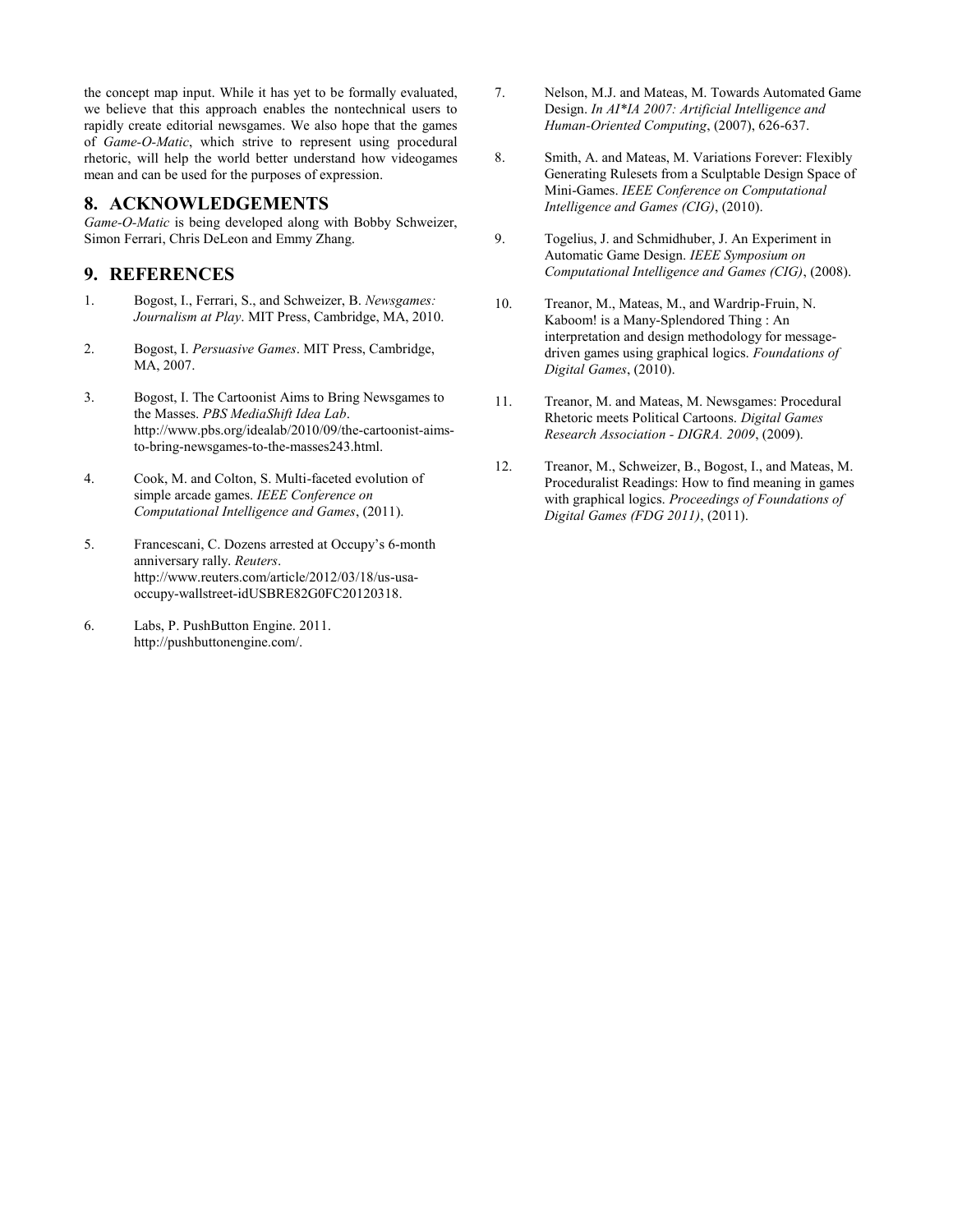the concept map input. While it has yet to be formally evaluated, we believe that this approach enables the nontechnical users to rapidly create editorial newsgames. We also hope that the games of *Game-O-Matic*, which strive to represent using procedural rhetoric, will help the world better understand how videogames mean and can be used for the purposes of expression.

## 8. ACKNOWLEDGEMENTS

*Game-O-Matic* is being developed along with Bobby Schweizer, Simon Ferrari, Chris DeLeon and Emmy Zhang.

## 9. REFERENCES

1. Bogost, I., Ferrari, S., and Schweizer, B. *Newsgames: Journalism at Play*. MIT Press, Cambridge, MA, 2010.

2. Bogost, I. *Persuasive Games*. MIT Press, Cambridge, MA, 2007.

3. Bogost, I. The Cartoonist Aims to Bring Newsgames to the Masses. *PBS MediaShift Idea Lab*. http://www.pbs.org/idealab/2010/09/the-cartoonist-aims-to-bring-newsgames-to-the-masses243.html.

4. Cook, M. and Colton, S. Multi-faceted evolution of simple arcade games. *IEEE Conference on Computational Intelligence and Games*, (2011).

5. Francescani, C. Dozens arrested at Occupy's 6-month anniversary rally. *Reuters*. http://www.reuters.com/article/2012/03/18/us-usa-occupy-wallstreet-idUSBRE82G0FC20120318.

6. Labs, P. PushButton Engine. 2011. http://pushbuttonengine.com/.

7. Nelson, M.J. and Mateas, M. Towards Automated Game Design. *In AI\*IA 2007: Artificial Intelligence and Human-Oriented Computing*, (2007), 626-637.

8. Smith, A. and Mateas, M. Variations Forever: Flexibly Generating Rulesets from a Sculptable Design Space of Mini-Games. *IEEE Conference on Computational Intelligence and Games (CIG)*, (2010).

9. Togelius, J. and Schmidhuber, J. An Experiment in Automatic Game Design. *IEEE Symposium on Computational Intelligence and Games (CIG)*, (2008).

10. Treanor, M., Mateas, M., and Wardrip-Fruin, N. Kaboom! is a Many-Splendored Thing : An interpretation and design methodology for message-driven games using graphical logics. *Foundations of Digital Games*, (2010).

11. Treanor, M. and Mateas, M. Newsgames: Procedural Rhetoric meets Political Cartoons. *Digital Games Research Association - DIGRA. 2009*, (2009).

12. Treanor, M., Schweizer, B., Bogost, I., and Mateas, M. Proceduralist Readings: How to find meaning in games with graphical logics. *Proceedings of Foundations of Digital Games (FDG 2011)*, (2011).